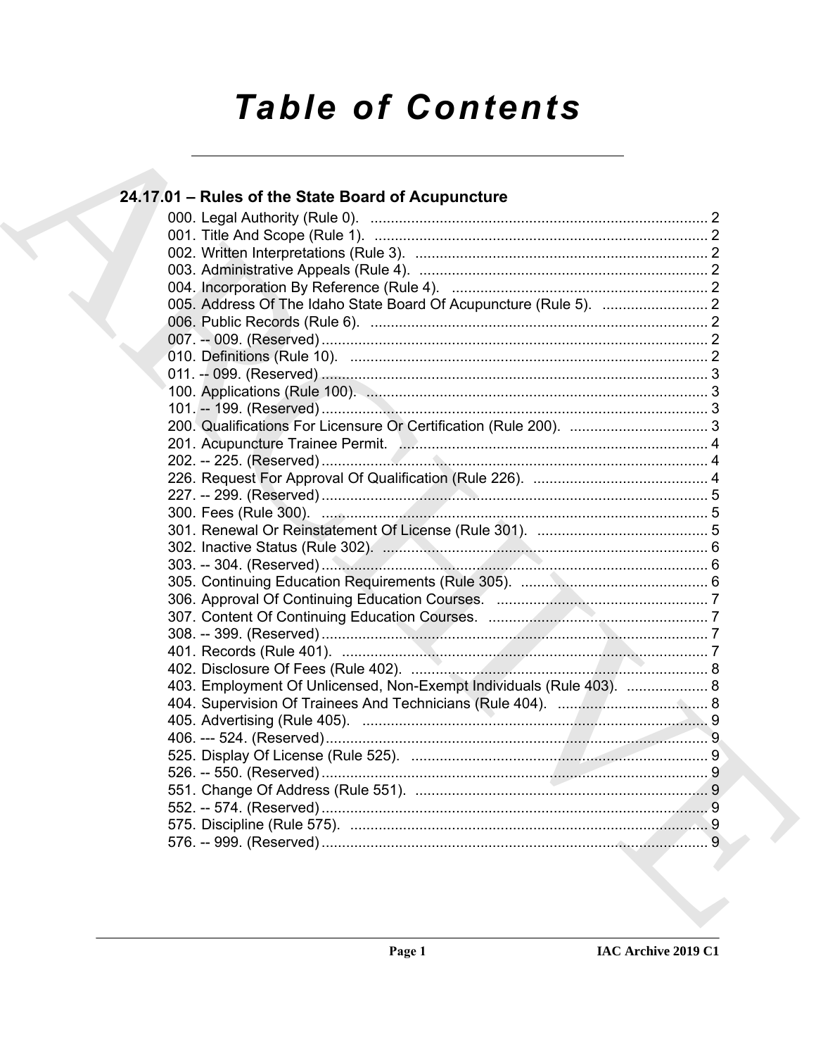# Table of Contents

## 24.17.01 – Rules of the State Board of Acupuncture

000. Legal Authority (Rule 0). ... 2
001. Title And Scope (Rule 1). ... 2
002. Written Interpretations (Rule 3). ... 2
003. Administrative Appeals (Rule 4). ... 2
004. Incorporation By Reference (Rule 4). ... 2
005. Address Of The Idaho State Board Of Acupuncture (Rule 5). ... 2
006. Public Records (Rule 6). ... 2
007. -- 009. (Reserved) ... 2
010. Definitions (Rule 10). ... 2
011. -- 099. (Reserved) ... 3
100. Applications (Rule 100). ... 3
101. -- 199. (Reserved) ... 3
200. Qualifications For Licensure Or Certification (Rule 200). ... 3
201. Acupuncture Trainee Permit. ... 4
202. -- 225. (Reserved) ... 4
226. Request For Approval Of Qualification (Rule 226). ... 4
227. -- 299. (Reserved) ... 5
300. Fees (Rule 300). ... 5
301. Renewal Or Reinstatement Of License (Rule 301). ... 5
302. Inactive Status (Rule 302). ... 6
303. -- 304. (Reserved) ... 6
305. Continuing Education Requirements (Rule 305). ... 6
306. Approval Of Continuing Education Courses. ... 7
307. Content Of Continuing Education Courses. ... 7
308. -- 399. (Reserved) ... 7
401. Records (Rule 401). ... 7
402. Disclosure Of Fees (Rule 402). ... 8
403. Employment Of Unlicensed, Non-Exempt Individuals (Rule 403). ... 8
404. Supervision Of Trainees And Technicians (Rule 404). ... 8
405. Advertising (Rule 405). ... 9
406. --- 524. (Reserved) ... 9
525. Display Of License (Rule 525). ... 9
526. -- 550. (Reserved) ... 9
551. Change Of Address (Rule 551). ... 9
552. -- 574. (Reserved) ... 9
575. Discipline (Rule 575). ... 9
576. -- 999. (Reserved) ... 9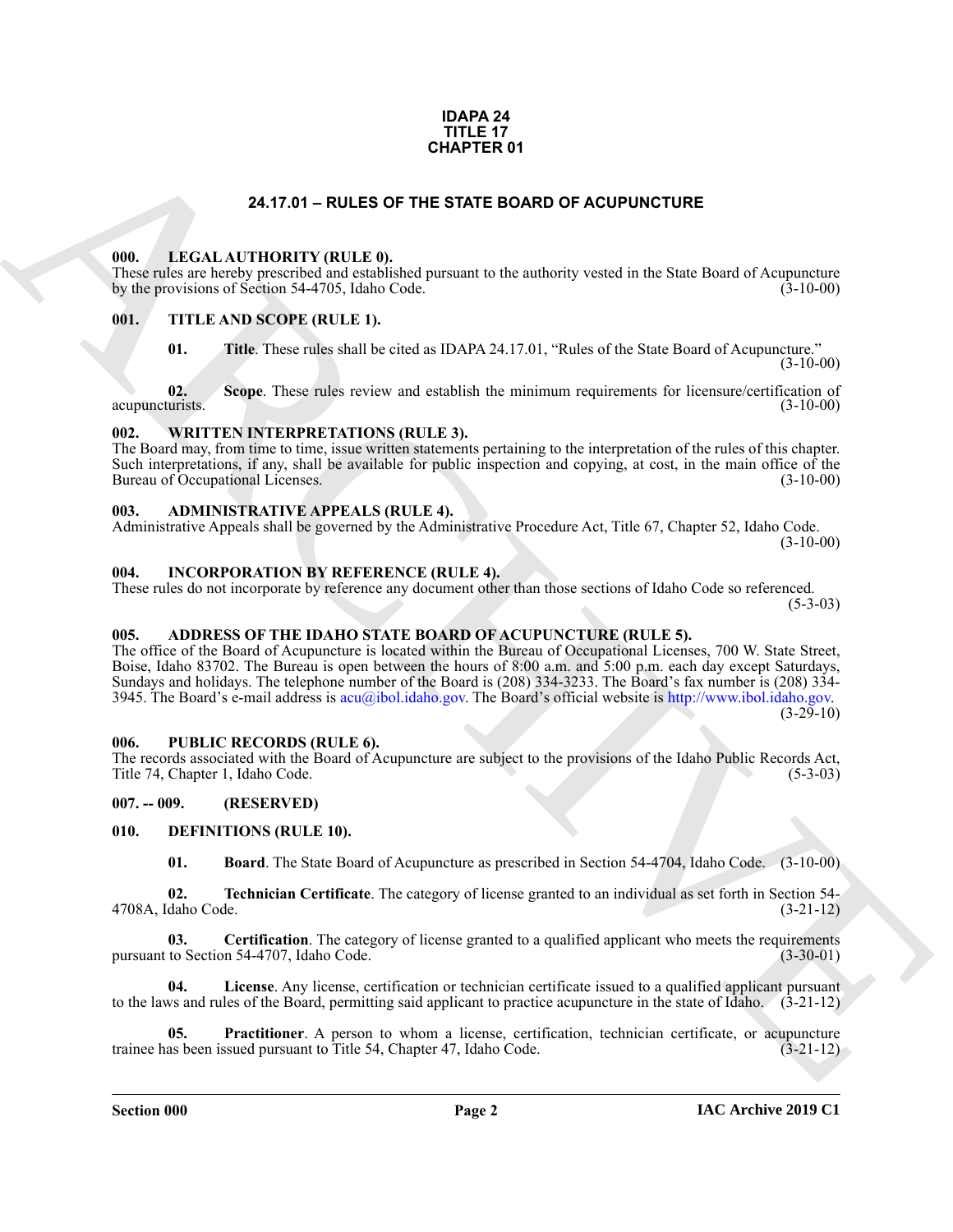**IDAPA 24**
**TITLE 17**
**CHAPTER 01**

# 24.17.01 – RULES OF THE STATE BOARD OF ACUPUNCTURE

### 000. LEGAL AUTHORITY (RULE 0).

These rules are hereby prescribed and established pursuant to the authority vested in the State Board of Acupuncture by the provisions of Section 54-4705, Idaho Code. (3-10-00)

### 001. TITLE AND SCOPE (RULE 1).

**01. Title**. These rules shall be cited as IDAPA 24.17.01, "Rules of the State Board of Acupuncture." (3-10-00)

**02. Scope**. These rules review and establish the minimum requirements for licensure/certification of acupuncturists. (3-10-00)

### 002. WRITTEN INTERPRETATIONS (RULE 3).

The Board may, from time to time, issue written statements pertaining to the interpretation of the rules of this chapter. Such interpretations, if any, shall be available for public inspection and copying, at cost, in the main office of the Bureau of Occupational Licenses. (3-10-00)

### 003. ADMINISTRATIVE APPEALS (RULE 4).

Administrative Appeals shall be governed by the Administrative Procedure Act, Title 67, Chapter 52, Idaho Code. (3-10-00)

### 004. INCORPORATION BY REFERENCE (RULE 4).

These rules do not incorporate by reference any document other than those sections of Idaho Code so referenced. (5-3-03)

### 005. ADDRESS OF THE IDAHO STATE BOARD OF ACUPUNCTURE (RULE 5).

The office of the Board of Acupuncture is located within the Bureau of Occupational Licenses, 700 W. State Street, Boise, Idaho 83702. The Bureau is open between the hours of 8:00 a.m. and 5:00 p.m. each day except Saturdays, Sundays and holidays. The telephone number of the Board is (208) 334-3233. The Board's fax number is (208) 334-3945. The Board's e-mail address is acu@ibol.idaho.gov. The Board's official website is http://www.ibol.idaho.gov. (3-29-10)

### 006. PUBLIC RECORDS (RULE 6).

The records associated with the Board of Acupuncture are subject to the provisions of the Idaho Public Records Act, Title 74, Chapter 1, Idaho Code. (5-3-03)

### 007. -- 009. (RESERVED)

### 010. DEFINITIONS (RULE 10).

**01. Board**. The State Board of Acupuncture as prescribed in Section 54-4704, Idaho Code. (3-10-00)

**02. Technician Certificate**. The category of license granted to an individual as set forth in Section 54-4708A, Idaho Code. (3-21-12)

**03. Certification**. The category of license granted to a qualified applicant who meets the requirements pursuant to Section 54-4707, Idaho Code. (3-30-01)

**04. License**. Any license, certification or technician certificate issued to a qualified applicant pursuant to the laws and rules of the Board, permitting said applicant to practice acupuncture in the state of Idaho. (3-21-12)

**05. Practitioner**. A person to whom a license, certification, technician certificate, or acupuncture trainee has been issued pursuant to Title 54, Chapter 47, Idaho Code. (3-21-12)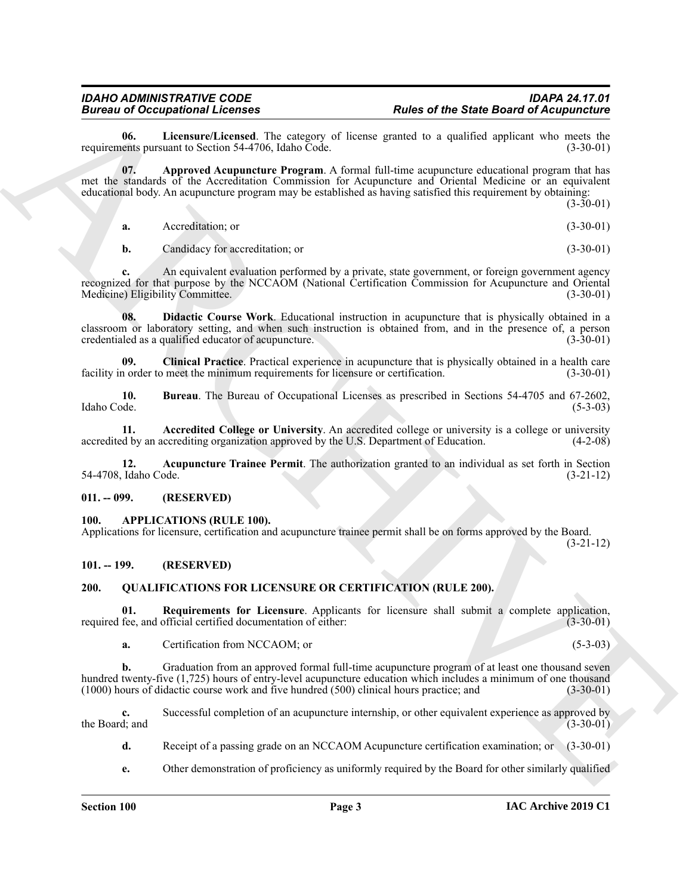**06. Licensure/Licensed**. The category of license granted to a qualified applicant who meets the requirements pursuant to Section 54-4706, Idaho Code. (3-30-01)

**07. Approved Acupuncture Program**. A formal full-time acupuncture educational program that has met the standards of the Accreditation Commission for Acupuncture and Oriental Medicine or an equivalent educational body. An acupuncture program may be established as having satisfied this requirement by obtaining: (3-30-01)

**a.** Accreditation; or (3-30-01)

**b.** Candidacy for accreditation; or (3-30-01)

**c.** An equivalent evaluation performed by a private, state government, or foreign government agency recognized for that purpose by the NCCAOM (National Certification Commission for Acupuncture and Oriental Medicine) Eligibility Committee. (3-30-01)

**08. Didactic Course Work**. Educational instruction in acupuncture that is physically obtained in a classroom or laboratory setting, and when such instruction is obtained from, and in the presence of, a person credentialed as a qualified educator of acupuncture. (3-30-01)

**09. Clinical Practice**. Practical experience in acupuncture that is physically obtained in a health care facility in order to meet the minimum requirements for licensure or certification. (3-30-01)

**10. Bureau**. The Bureau of Occupational Licenses as prescribed in Sections 54-4705 and 67-2602, Idaho Code. (5-3-03)

**11. Accredited College or University**. An accredited college or university is a college or university accredited by an accrediting organization approved by the U.S. Department of Education. (4-2-08)

**12. Acupuncture Trainee Permit**. The authorization granted to an individual as set forth in Section 54-4708, Idaho Code. (3-21-12)

## 011. -- 099. (RESERVED)

## 100. APPLICATIONS (RULE 100).

Applications for licensure, certification and acupuncture trainee permit shall be on forms approved by the Board. (3-21-12)

## 101. -- 199. (RESERVED)

## 200. QUALIFICATIONS FOR LICENSURE OR CERTIFICATION (RULE 200).

**01. Requirements for Licensure**. Applicants for licensure shall submit a complete application, required fee, and official certified documentation of either: (3-30-01)

**a.** Certification from NCCAOM; or (5-3-03)

**b.** Graduation from an approved formal full-time acupuncture program of at least one thousand seven hundred twenty-five (1,725) hours of entry-level acupuncture education which includes a minimum of one thousand (1000) hours of didactic course work and five hundred (500) clinical hours practice; and (3-30-01)

**c.** Successful completion of an acupuncture internship, or other equivalent experience as approved by the Board; and (3-30-01)

**d.** Receipt of a passing grade on an NCCAOM Acupuncture certification examination; or (3-30-01)

**e.** Other demonstration of proficiency as uniformly required by the Board for other similarly qualified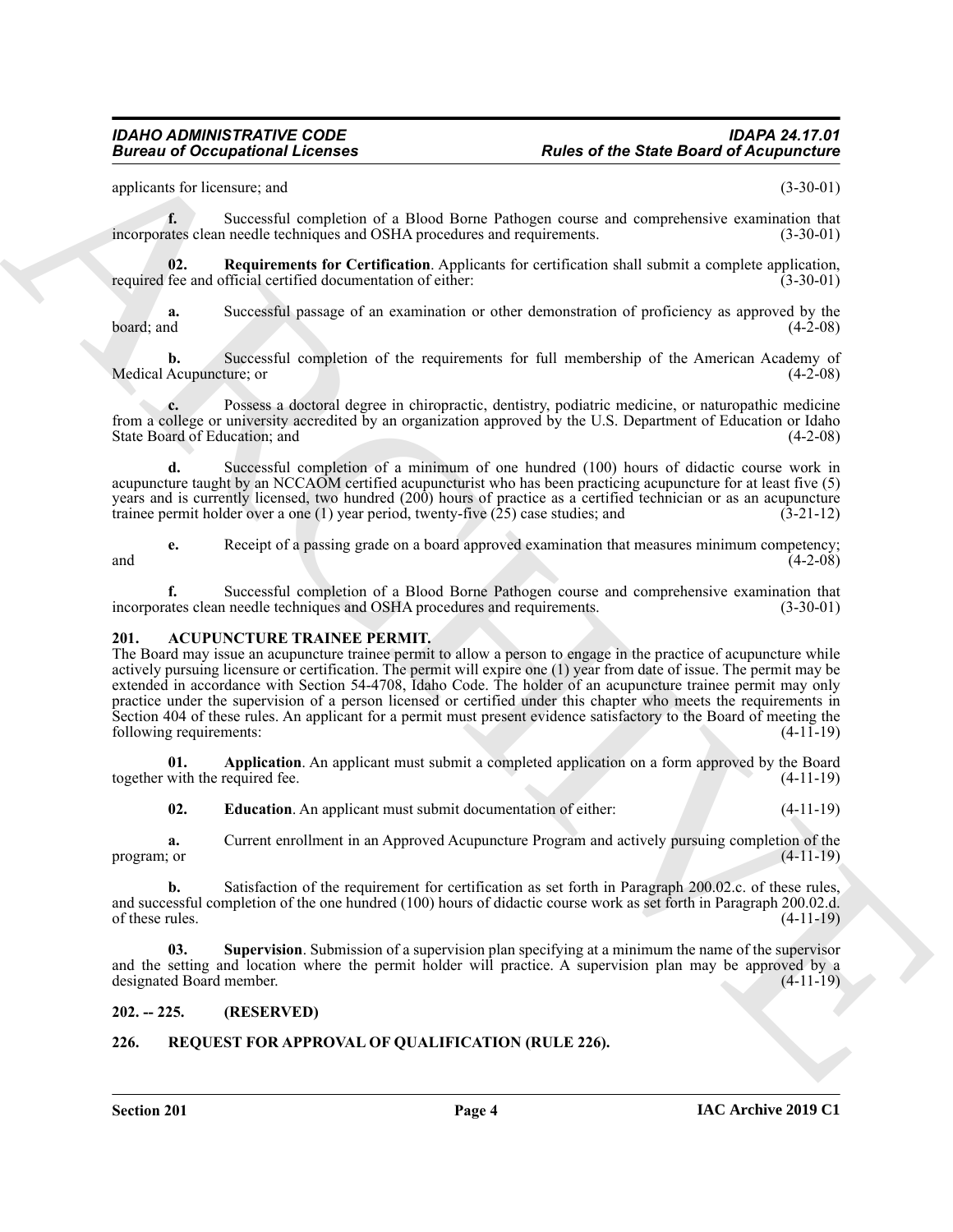applicants for licensure; and (3-30-01)

**f.** Successful completion of a Blood Borne Pathogen course and comprehensive examination that incorporates clean needle techniques and OSHA procedures and requirements. (3-30-01)

**02. Requirements for Certification**. Applicants for certification shall submit a complete application, required fee and official certified documentation of either: (3-30-01)

**a.** Successful passage of an examination or other demonstration of proficiency as approved by the board; and (4-2-08)

**b.** Successful completion of the requirements for full membership of the American Academy of Medical Acupuncture; or (4-2-08)

**c.** Possess a doctoral degree in chiropractic, dentistry, podiatric medicine, or naturopathic medicine from a college or university accredited by an organization approved by the U.S. Department of Education or Idaho State Board of Education; and (4-2-08)

**d.** Successful completion of a minimum of one hundred (100) hours of didactic course work in acupuncture taught by an NCCAOM certified acupuncturist who has been practicing acupuncture for at least five (5) years and is currently licensed, two hundred (200) hours of practice as a certified technician or as an acupuncture trainee permit holder over a one (1) year period, twenty-five (25) case studies; and (3-21-12)

**e.** Receipt of a passing grade on a board approved examination that measures minimum competency; and (4-2-08)

**f.** Successful completion of a Blood Borne Pathogen course and comprehensive examination that incorporates clean needle techniques and OSHA procedures and requirements. (3-30-01)

## 201. ACUPUNCTURE TRAINEE PERMIT.

The Board may issue an acupuncture trainee permit to allow a person to engage in the practice of acupuncture while actively pursuing licensure or certification. The permit will expire one (1) year from date of issue. The permit may be extended in accordance with Section 54-4708, Idaho Code. The holder of an acupuncture trainee permit may only practice under the supervision of a person licensed or certified under this chapter who meets the requirements in Section 404 of these rules. An applicant for a permit must present evidence satisfactory to the Board of meeting the following requirements: (4-11-19)

**01. Application**. An applicant must submit a completed application on a form approved by the Board together with the required fee. (4-11-19)

**02. Education**. An applicant must submit documentation of either: (4-11-19)

**a.** Current enrollment in an Approved Acupuncture Program and actively pursuing completion of the program; or (4-11-19)

**b.** Satisfaction of the requirement for certification as set forth in Paragraph 200.02.c. of these rules, and successful completion of the one hundred (100) hours of didactic course work as set forth in Paragraph 200.02.d. of these rules. (4-11-19)

**03. Supervision**. Submission of a supervision plan specifying at a minimum the name of the supervisor and the setting and location where the permit holder will practice. A supervision plan may be approved by a designated Board member. (4-11-19)

## 202. -- 225. (RESERVED)

## 226. REQUEST FOR APPROVAL OF QUALIFICATION (RULE 226).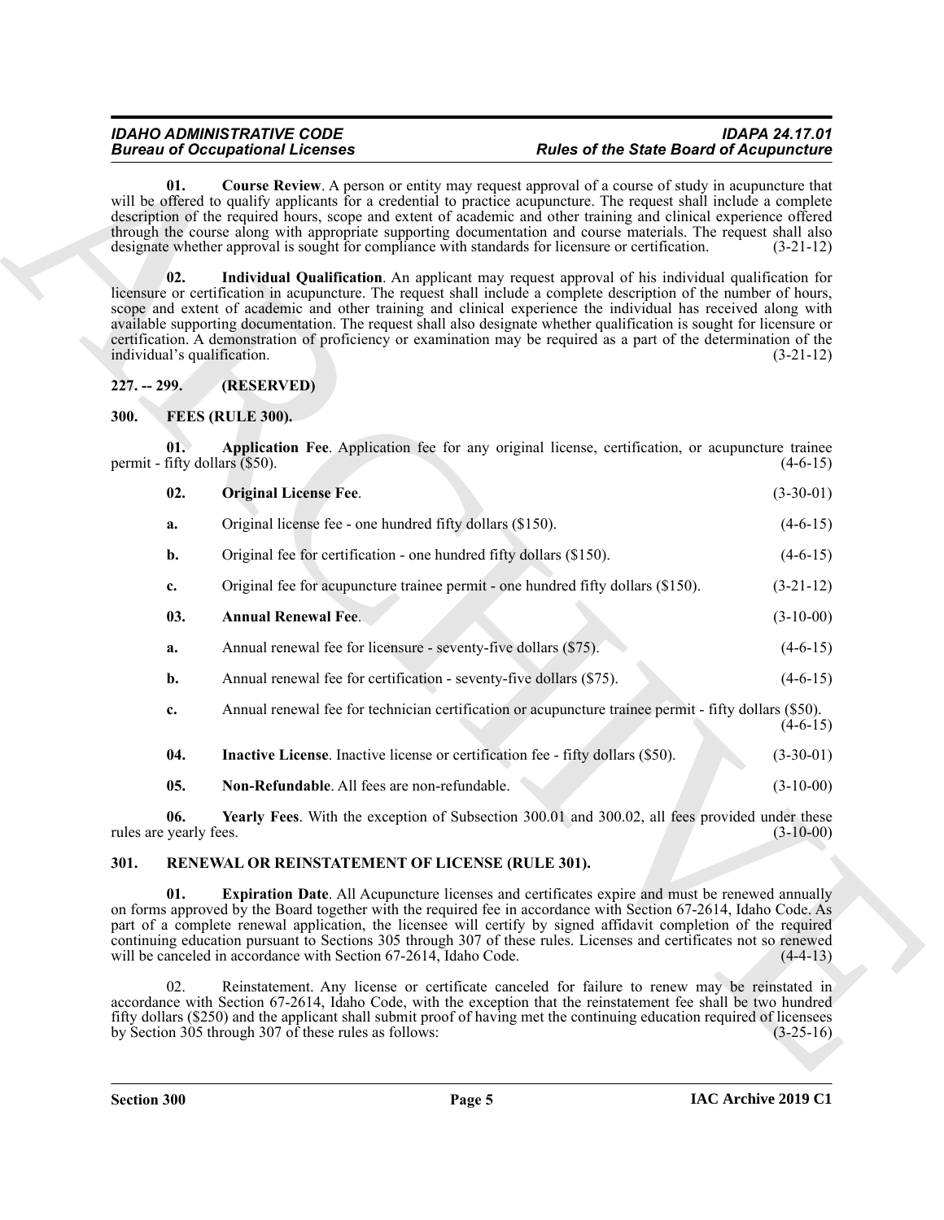**01. Course Review**. A person or entity may request approval of a course of study in acupuncture that will be offered to qualify applicants for a credential to practice acupuncture. The request shall include a complete description of the required hours, scope and extent of academic and other training and clinical experience offered through the course along with appropriate supporting documentation and course materials. The request shall also designate whether approval is sought for compliance with standards for licensure or certification. (3-21-12)

**02. Individual Qualification**. An applicant may request approval of his individual qualification for licensure or certification in acupuncture. The request shall include a complete description of the number of hours, scope and extent of academic and other training and clinical experience the individual has received along with available supporting documentation. The request shall also designate whether qualification is sought for licensure or certification. A demonstration of proficiency or examination may be required as a part of the determination of the individual's qualification. (3-21-12)

## 227. -- 299. (RESERVED)

## 300. FEES (RULE 300).

**01. Application Fee**. Application fee for any original license, certification, or acupuncture trainee permit - fifty dollars ($50). (4-6-15)

**02. Original License Fee**. (3-30-01)

**a.** Original license fee - one hundred fifty dollars ($150). (4-6-15)

**b.** Original fee for certification - one hundred fifty dollars ($150). (4-6-15)

**c.** Original fee for acupuncture trainee permit - one hundred fifty dollars ($150). (3-21-12)

**03. Annual Renewal Fee**. (3-10-00)

**a.** Annual renewal fee for licensure - seventy-five dollars ($75). (4-6-15)

**b.** Annual renewal fee for certification - seventy-five dollars ($75). (4-6-15)

**c.** Annual renewal fee for technician certification or acupuncture trainee permit - fifty dollars ($50). (4-6-15)

**04. Inactive License**. Inactive license or certification fee - fifty dollars ($50). (3-30-01)

**05. Non-Refundable**. All fees are non-refundable. (3-10-00)

**06. Yearly Fees**. With the exception of Subsection 300.01 and 300.02, all fees provided under these rules are yearly fees. (3-10-00)

## 301. RENEWAL OR REINSTATEMENT OF LICENSE (RULE 301).

**01. Expiration Date**. All Acupuncture licenses and certificates expire and must be renewed annually on forms approved by the Board together with the required fee in accordance with Section 67-2614, Idaho Code. As part of a complete renewal application, the licensee will certify by signed affidavit completion of the required continuing education pursuant to Sections 305 through 307 of these rules. Licenses and certificates not so renewed will be canceled in accordance with Section 67-2614, Idaho Code. (4-4-13)

02. Reinstatement. Any license or certificate canceled for failure to renew may be reinstated in accordance with Section 67-2614, Idaho Code, with the exception that the reinstatement fee shall be two hundred fifty dollars ($250) and the applicant shall submit proof of having met the continuing education required of licensees by Section 305 through 307 of these rules as follows: (3-25-16)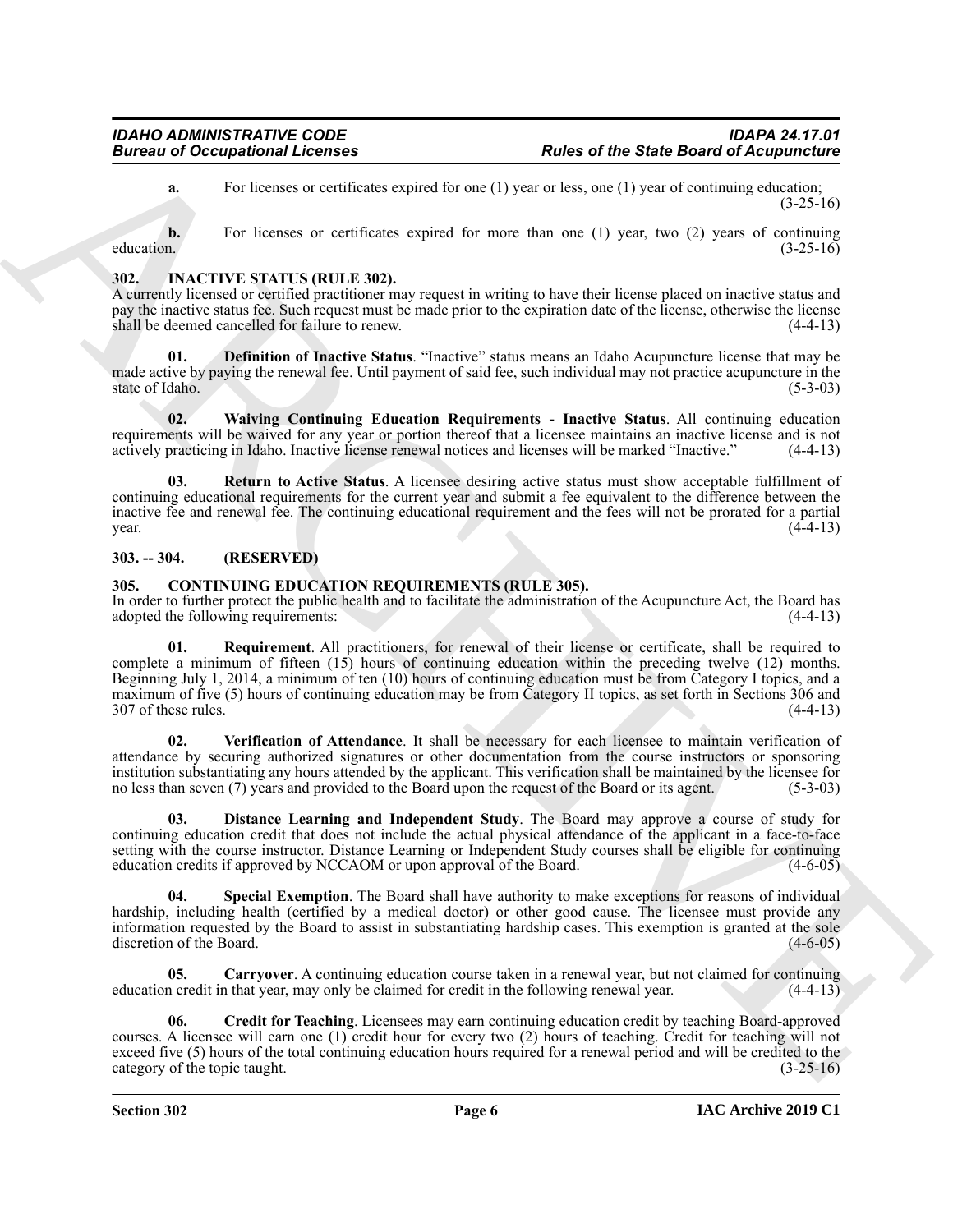**a.** For licenses or certificates expired for one (1) year or less, one (1) year of continuing education; (3-25-16)

**b.** For licenses or certificates expired for more than one (1) year, two (2) years of continuing education. (3-25-16)

## 302. INACTIVE STATUS (RULE 302).

A currently licensed or certified practitioner may request in writing to have their license placed on inactive status and pay the inactive status fee. Such request must be made prior to the expiration date of the license, otherwise the license shall be deemed cancelled for failure to renew. (4-4-13)

**01. Definition of Inactive Status**. "Inactive" status means an Idaho Acupuncture license that may be made active by paying the renewal fee. Until payment of said fee, such individual may not practice acupuncture in the state of Idaho. (5-3-03)

**02. Waiving Continuing Education Requirements - Inactive Status**. All continuing education requirements will be waived for any year or portion thereof that a licensee maintains an inactive license and is not actively practicing in Idaho. Inactive license renewal notices and licenses will be marked "Inactive." (4-4-13)

**03. Return to Active Status**. A licensee desiring active status must show acceptable fulfillment of continuing educational requirements for the current year and submit a fee equivalent to the difference between the inactive fee and renewal fee. The continuing educational requirement and the fees will not be prorated for a partial year. (4-4-13)

## 303. -- 304. (RESERVED)

## 305. CONTINUING EDUCATION REQUIREMENTS (RULE 305).

In order to further protect the public health and to facilitate the administration of the Acupuncture Act, the Board has adopted the following requirements: (4-4-13)

**01. Requirement**. All practitioners, for renewal of their license or certificate, shall be required to complete a minimum of fifteen (15) hours of continuing education within the preceding twelve (12) months. Beginning July 1, 2014, a minimum of ten (10) hours of continuing education must be from Category I topics, and a maximum of five (5) hours of continuing education may be from Category II topics, as set forth in Sections 306 and 307 of these rules. (4-4-13)

**02. Verification of Attendance**. It shall be necessary for each licensee to maintain verification of attendance by securing authorized signatures or other documentation from the course instructors or sponsoring institution substantiating any hours attended by the applicant. This verification shall be maintained by the licensee for no less than seven (7) years and provided to the Board upon the request of the Board or its agent. (5-3-03)

**03. Distance Learning and Independent Study**. The Board may approve a course of study for continuing education credit that does not include the actual physical attendance of the applicant in a face-to-face setting with the course instructor. Distance Learning or Independent Study courses shall be eligible for continuing education credits if approved by NCCAOM or upon approval of the Board. (4-6-05)

**04. Special Exemption**. The Board shall have authority to make exceptions for reasons of individual hardship, including health (certified by a medical doctor) or other good cause. The licensee must provide any information requested by the Board to assist in substantiating hardship cases. This exemption is granted at the sole discretion of the Board. (4-6-05)

**05. Carryover**. A continuing education course taken in a renewal year, but not claimed for continuing education credit in that year, may only be claimed for credit in the following renewal year. (4-4-13)

**06. Credit for Teaching**. Licensees may earn continuing education credit by teaching Board-approved courses. A licensee will earn one (1) credit hour for every two (2) hours of teaching. Credit for teaching will not exceed five (5) hours of the total continuing education hours required for a renewal period and will be credited to the category of the topic taught. (3-25-16)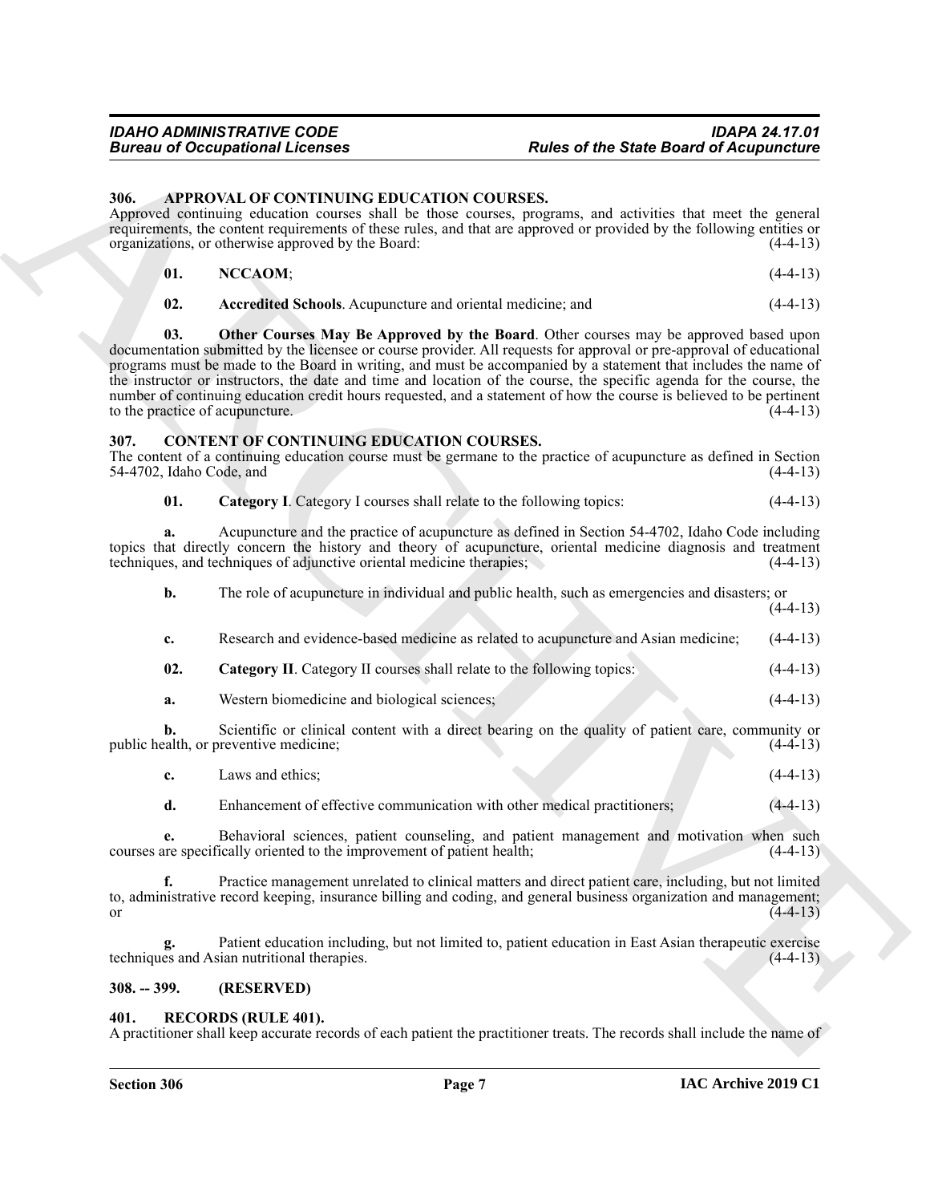### 306. APPROVAL OF CONTINUING EDUCATION COURSES.

Approved continuing education courses shall be those courses, programs, and activities that meet the general requirements, the content requirements of these rules, and that are approved or provided by the following entities or organizations, or otherwise approved by the Board: (4-4-13)

**01. NCCAOM**; (4-4-13)

**02. Accredited Schools**. Acupuncture and oriental medicine; and (4-4-13)

**03. Other Courses May Be Approved by the Board**. Other courses may be approved based upon documentation submitted by the licensee or course provider. All requests for approval or pre-approval of educational programs must be made to the Board in writing, and must be accompanied by a statement that includes the name of the instructor or instructors, the date and time and location of the course, the specific agenda for the course, the number of continuing education credit hours requested, and a statement of how the course is believed to be pertinent to the practice of acupuncture. (4-4-13)

### 307. CONTENT OF CONTINUING EDUCATION COURSES.

The content of a continuing education course must be germane to the practice of acupuncture as defined in Section 54-4702, Idaho Code, and (4-4-13)

**01. Category I**. Category I courses shall relate to the following topics: (4-4-13)

**a.** Acupuncture and the practice of acupuncture as defined in Section 54-4702, Idaho Code including topics that directly concern the history and theory of acupuncture, oriental medicine diagnosis and treatment techniques, and techniques of adjunctive oriental medicine therapies; (4-4-13)

**b.** The role of acupuncture in individual and public health, such as emergencies and disasters; or (4-4-13)

**c.** Research and evidence-based medicine as related to acupuncture and Asian medicine; (4-4-13)

**02. Category II**. Category II courses shall relate to the following topics: (4-4-13)

**a.** Western biomedicine and biological sciences; (4-4-13)

**b.** Scientific or clinical content with a direct bearing on the quality of patient care, community or public health, or preventive medicine; (4-4-13)

**c.** Laws and ethics; (4-4-13)

**d.** Enhancement of effective communication with other medical practitioners; (4-4-13)

**e.** Behavioral sciences, patient counseling, and patient management and motivation when such courses are specifically oriented to the improvement of patient health; (4-4-13)

**f.** Practice management unrelated to clinical matters and direct patient care, including, but not limited to, administrative record keeping, insurance billing and coding, and general business organization and management; or (4-4-13)

**g.** Patient education including, but not limited to, patient education in East Asian therapeutic exercise techniques and Asian nutritional therapies. (4-4-13)

### 308. -- 399. (RESERVED)

### 401. RECORDS (RULE 401).

A practitioner shall keep accurate records of each patient the practitioner treats. The records shall include the name of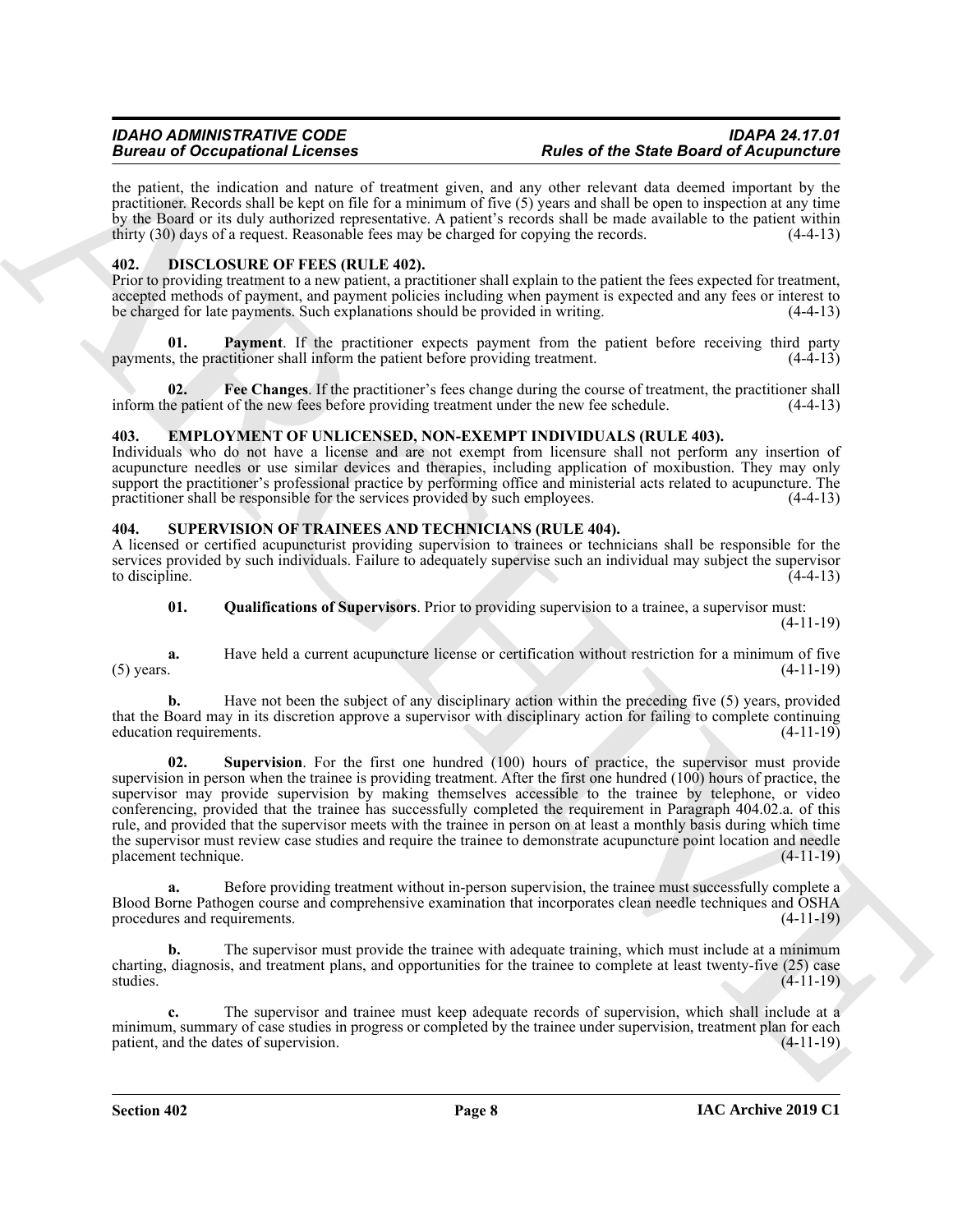the patient, the indication and nature of treatment given, and any other relevant data deemed important by the practitioner. Records shall be kept on file for a minimum of five (5) years and shall be open to inspection at any time by the Board or its duly authorized representative. A patient's records shall be made available to the patient within thirty (30) days of a request. Reasonable fees may be charged for copying the records. (4-4-13)

### 402. DISCLOSURE OF FEES (RULE 402).

Prior to providing treatment to a new patient, a practitioner shall explain to the patient the fees expected for treatment, accepted methods of payment, and payment policies including when payment is expected and any fees or interest to be charged for late payments. Such explanations should be provided in writing. (4-4-13)

**01. Payment**. If the practitioner expects payment from the patient before receiving third party payments, the practitioner shall inform the patient before providing treatment. (4-4-13)

**02. Fee Changes**. If the practitioner's fees change during the course of treatment, the practitioner shall inform the patient of the new fees before providing treatment under the new fee schedule. (4-4-13)

### 403. EMPLOYMENT OF UNLICENSED, NON-EXEMPT INDIVIDUALS (RULE 403).

Individuals who do not have a license and are not exempt from licensure shall not perform any insertion of acupuncture needles or use similar devices and therapies, including application of moxibustion. They may only support the practitioner's professional practice by performing office and ministerial acts related to acupuncture. The practitioner shall be responsible for the services provided by such employees. (4-4-13)

### 404. SUPERVISION OF TRAINEES AND TECHNICIANS (RULE 404).

A licensed or certified acupuncturist providing supervision to trainees or technicians shall be responsible for the services provided by such individuals. Failure to adequately supervise such an individual may subject the supervisor to discipline. (4-4-13)

**01. Qualifications of Supervisors**. Prior to providing supervision to a trainee, a supervisor must: (4-11-19)

**a.** Have held a current acupuncture license or certification without restriction for a minimum of five (5) years. (4-11-19)

**b.** Have not been the subject of any disciplinary action within the preceding five (5) years, provided that the Board may in its discretion approve a supervisor with disciplinary action for failing to complete continuing education requirements. (4-11-19)

**02. Supervision**. For the first one hundred (100) hours of practice, the supervisor must provide supervision in person when the trainee is providing treatment. After the first one hundred (100) hours of practice, the supervisor may provide supervision by making themselves accessible to the trainee by telephone, or video conferencing, provided that the trainee has successfully completed the requirement in Paragraph 404.02.a. of this rule, and provided that the supervisor meets with the trainee in person on at least a monthly basis during which time the supervisor must review case studies and require the trainee to demonstrate acupuncture point location and needle placement technique. (4-11-19)

**a.** Before providing treatment without in-person supervision, the trainee must successfully complete a Blood Borne Pathogen course and comprehensive examination that incorporates clean needle techniques and OSHA procedures and requirements. (4-11-19)

**b.** The supervisor must provide the trainee with adequate training, which must include at a minimum charting, diagnosis, and treatment plans, and opportunities for the trainee to complete at least twenty-five (25) case studies. (4-11-19)

**c.** The supervisor and trainee must keep adequate records of supervision, which shall include at a minimum, summary of case studies in progress or completed by the trainee under supervision, treatment plan for each patient, and the dates of supervision. (4-11-19)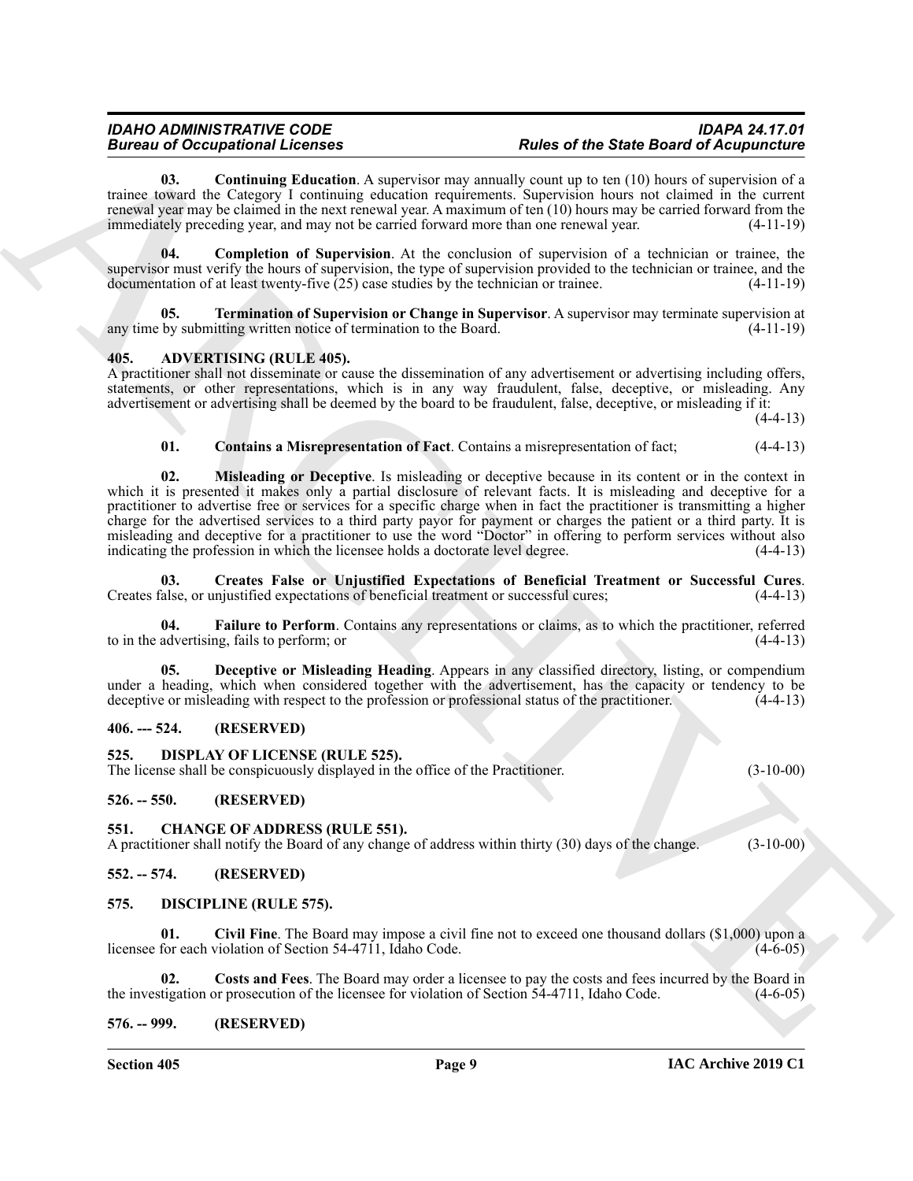**03. Continuing Education**. A supervisor may annually count up to ten (10) hours of supervision of a trainee toward the Category I continuing education requirements. Supervision hours not claimed in the current renewal year may be claimed in the next renewal year. A maximum of ten (10) hours may be carried forward from the immediately preceding year, and may not be carried forward more than one renewal year. (4-11-19)

**04. Completion of Supervision**. At the conclusion of supervision of a technician or trainee, the supervisor must verify the hours of supervision, the type of supervision provided to the technician or trainee, and the documentation of at least twenty-five (25) case studies by the technician or trainee. (4-11-19)

**05. Termination of Supervision or Change in Supervisor**. A supervisor may terminate supervision at any time by submitting written notice of termination to the Board. (4-11-19)

## 405. ADVERTISING (RULE 405).

A practitioner shall not disseminate or cause the dissemination of any advertisement or advertising including offers, statements, or other representations, which is in any way fraudulent, false, deceptive, or misleading. Any advertisement or advertising shall be deemed by the board to be fraudulent, false, deceptive, or misleading if it: (4-4-13)

**01. Contains a Misrepresentation of Fact**. Contains a misrepresentation of fact; (4-4-13)

**02. Misleading or Deceptive**. Is misleading or deceptive because in its content or in the context in which it is presented it makes only a partial disclosure of relevant facts. It is misleading and deceptive for a practitioner to advertise free or services for a specific charge when in fact the practitioner is transmitting a higher charge for the advertised services to a third party payor for payment or charges the patient or a third party. It is misleading and deceptive for a practitioner to use the word "Doctor" in offering to perform services without also indicating the profession in which the licensee holds a doctorate level degree. (4-4-13)

**03. Creates False or Unjustified Expectations of Beneficial Treatment or Successful Cures**. Creates false, or unjustified expectations of beneficial treatment or successful cures; (4-4-13)

**04. Failure to Perform**. Contains any representations or claims, as to which the practitioner, referred to in the advertising, fails to perform; or (4-4-13)

**05. Deceptive or Misleading Heading**. Appears in any classified directory, listing, or compendium under a heading, which when considered together with the advertisement, has the capacity or tendency to be deceptive or misleading with respect to the profession or professional status of the practitioner. (4-4-13)

## 406. --- 524. (RESERVED)

## 525. DISPLAY OF LICENSE (RULE 525).

The license shall be conspicuously displayed in the office of the Practitioner. (3-10-00)

## 526. -- 550. (RESERVED)

## 551. CHANGE OF ADDRESS (RULE 551).

A practitioner shall notify the Board of any change of address within thirty (30) days of the change. (3-10-00)

## 552. -- 574. (RESERVED)

## 575. DISCIPLINE (RULE 575).

**01. Civil Fine**. The Board may impose a civil fine not to exceed one thousand dollars ($1,000) upon a licensee for each violation of Section 54-4711, Idaho Code. (4-6-05)

**02. Costs and Fees**. The Board may order a licensee to pay the costs and fees incurred by the Board in the investigation or prosecution of the licensee for violation of Section 54-4711, Idaho Code. (4-6-05)

## 576. -- 999. (RESERVED)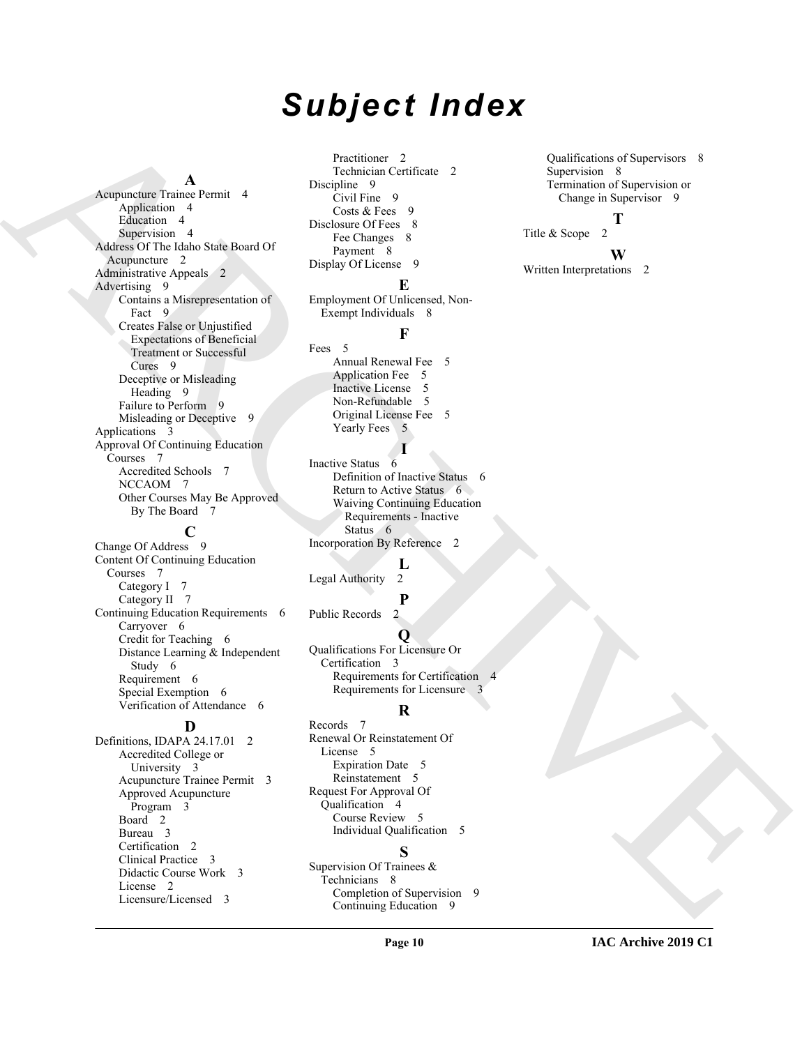# Subject Index

**A**

Acupuncture Trainee Permit 4
- Application 4
- Education 4
- Supervision 4

Address Of The Idaho State Board Of Acupuncture 2

Administrative Appeals 2

Advertising 9
- Contains a Misrepresentation of Fact 9
- Creates False or Unjustified Expectations of Beneficial Treatment or Successful Cures 9
- Deceptive or Misleading Heading 9
- Failure to Perform 9
- Misleading or Deceptive 9

Applications 3

Approval Of Continuing Education Courses 7
- Accredited Schools 7
- NCCAOM 7
- Other Courses May Be Approved By The Board 7

**C**

Change Of Address 9

Content Of Continuing Education Courses 7
- Category I 7
- Category II 7

Continuing Education Requirements 6
- Carryover 6
- Credit for Teaching 6
- Distance Learning & Independent Study 6
- Requirement 6
- Special Exemption 6
- Verification of Attendance 6

**D**

Definitions, IDAPA 24.17.01 2
- Accredited College or University 3
- Acupuncture Trainee Permit 3
- Approved Acupuncture Program 3
- Board 2
- Bureau 3
- Certification 2
- Clinical Practice 3
- Didactic Course Work 3
- License 2
- Licensure/Licensed 3
- Practitioner 2
- Technician Certificate 2

Discipline 9
- Civil Fine 9
- Costs & Fees 9

Disclosure Of Fees 8
- Fee Changes 8
- Payment 8

Display Of License 9

**E**

Employment Of Unlicensed, Non-Exempt Individuals 8

**F**

Fees 5
- Annual Renewal Fee 5
- Application Fee 5
- Inactive License 5
- Non-Refundable 5
- Original License Fee 5
- Yearly Fees 5

**I**

Inactive Status 6
- Definition of Inactive Status 6
- Return to Active Status 6
- Waiving Continuing Education Requirements - Inactive Status 6

Incorporation By Reference 2

**L**

Legal Authority 2

**P**

Public Records 2

**Q**

Qualifications For Licensure Or Certification 3
- Requirements for Certification 4
- Requirements for Licensure 3

**R**

Records 7

Renewal Or Reinstatement Of License 5
- Expiration Date 5
- Reinstatement 5

Request For Approval Of Qualification 4
- Course Review 5
- Individual Qualification 5

**S**

Supervision Of Trainees & Technicians 8
- Completion of Supervision 9
- Continuing Education 9
- Qualifications of Supervisors 8
- Supervision 8
- Termination of Supervision or Change in Supervisor 9

**T**

Title & Scope 2

**W**

Written Interpretations 2